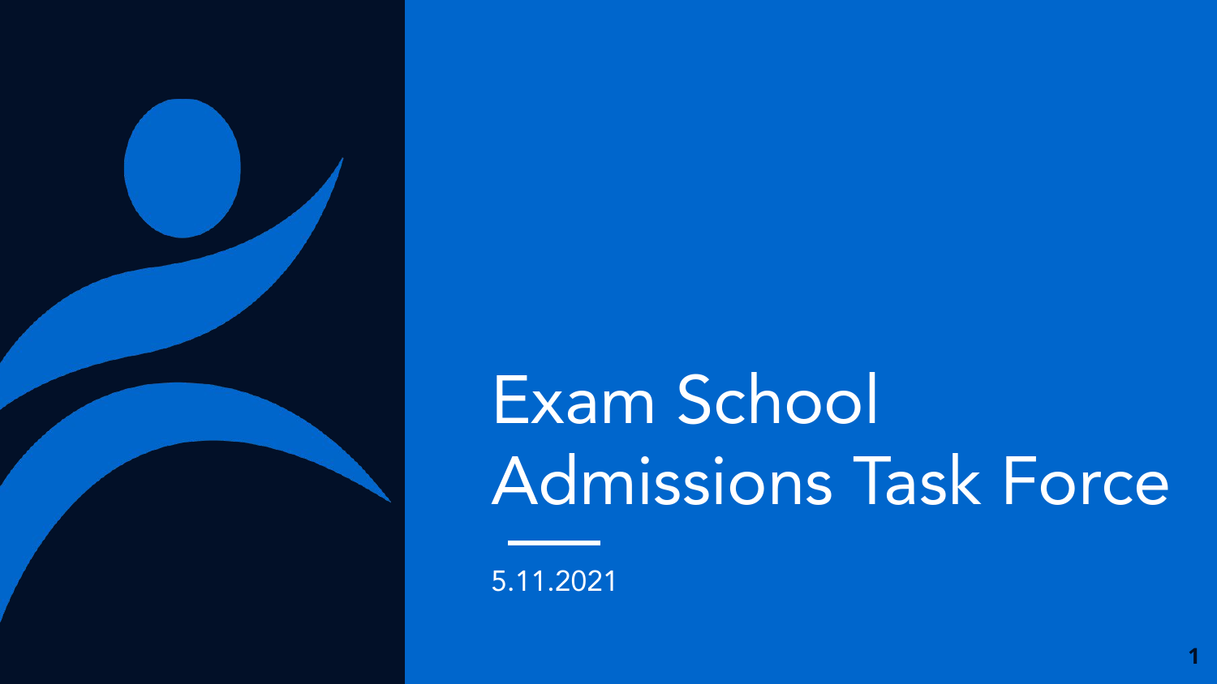# Exam School Admissions Task Force

5.11.2021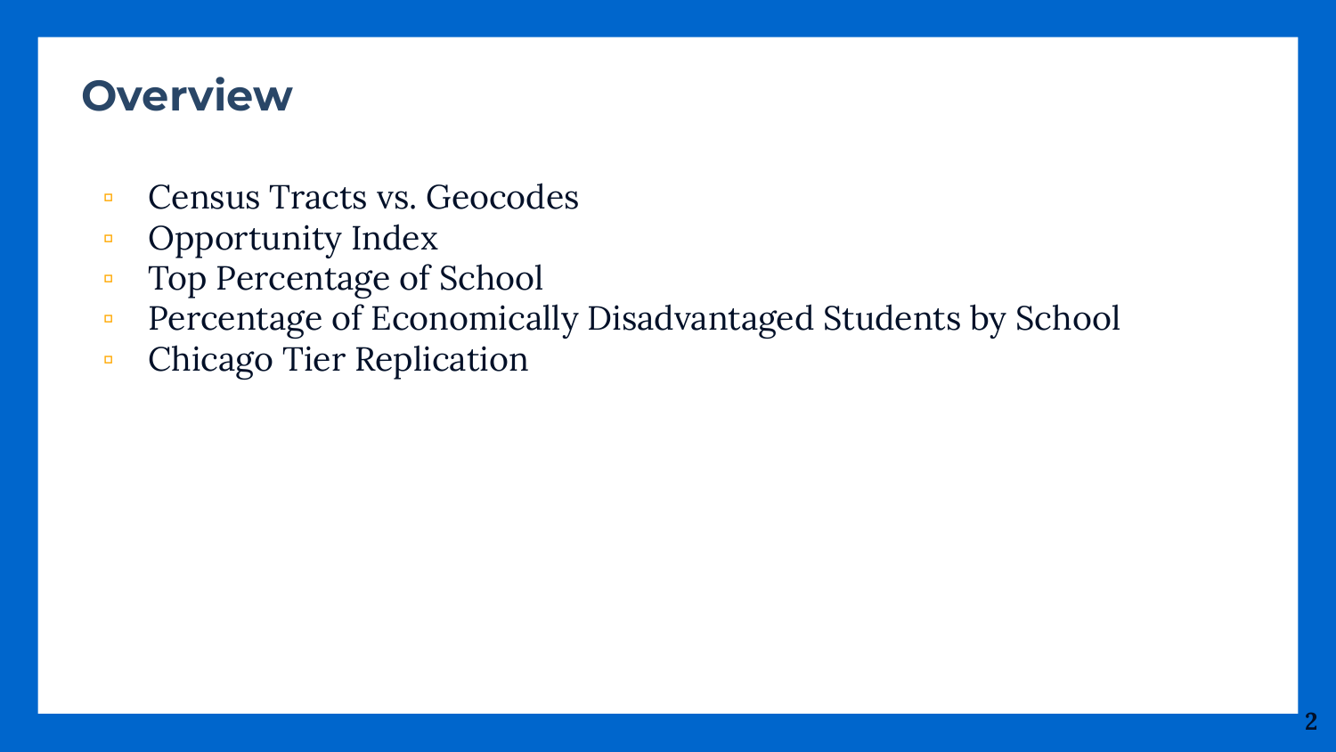# Overview

- Census Tracts vs. Geocodes
- Opportunity Index
- Top Percentage of School
- Percentage of Economically Disadvantaged Students by School
- Chicago Tier Replication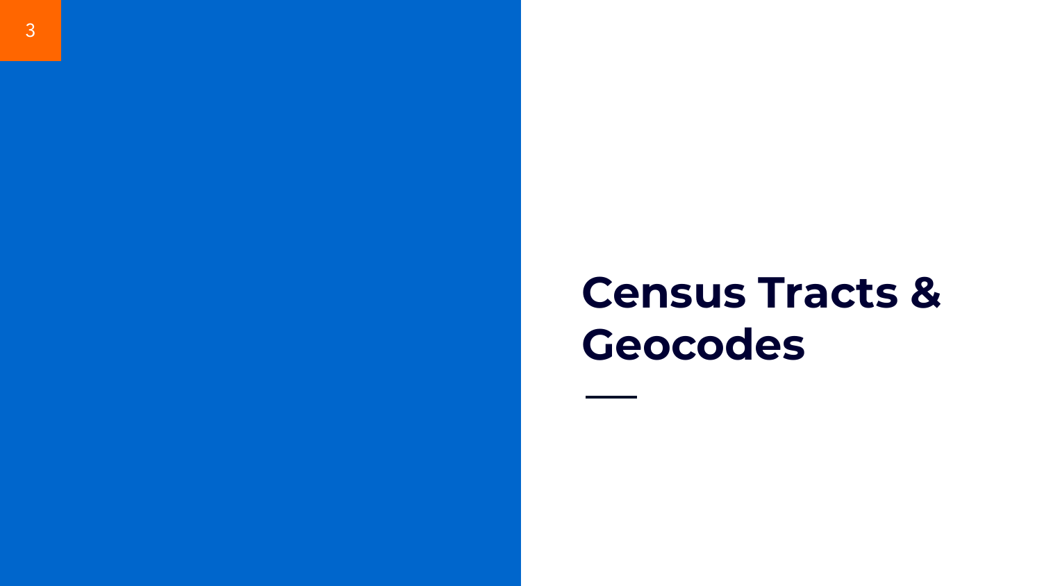# Census Tracts & Geocodes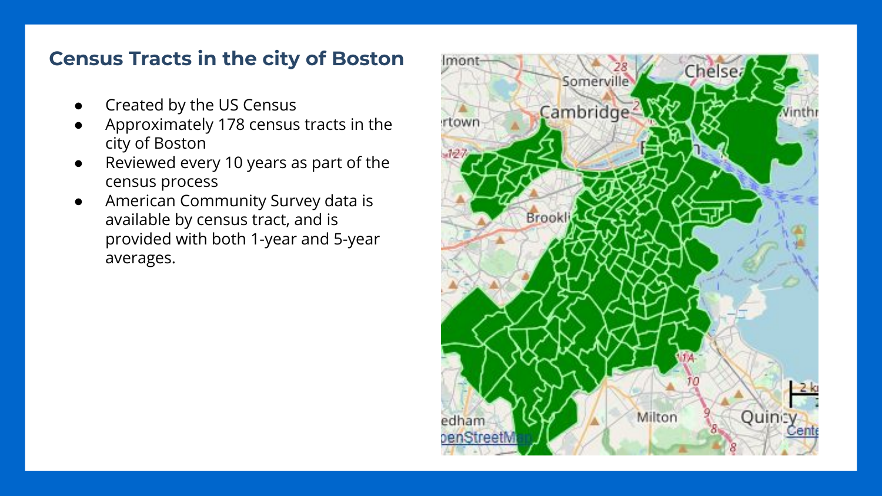## Census Tracts in the city of Boston

- Created by the US Census
- Approximately 178 census tracts in the city of Boston
- Reviewed every 10 years as part of the census process
- American Community Survey data is available by census tract, and is provided with both 1-year and 5-year averages.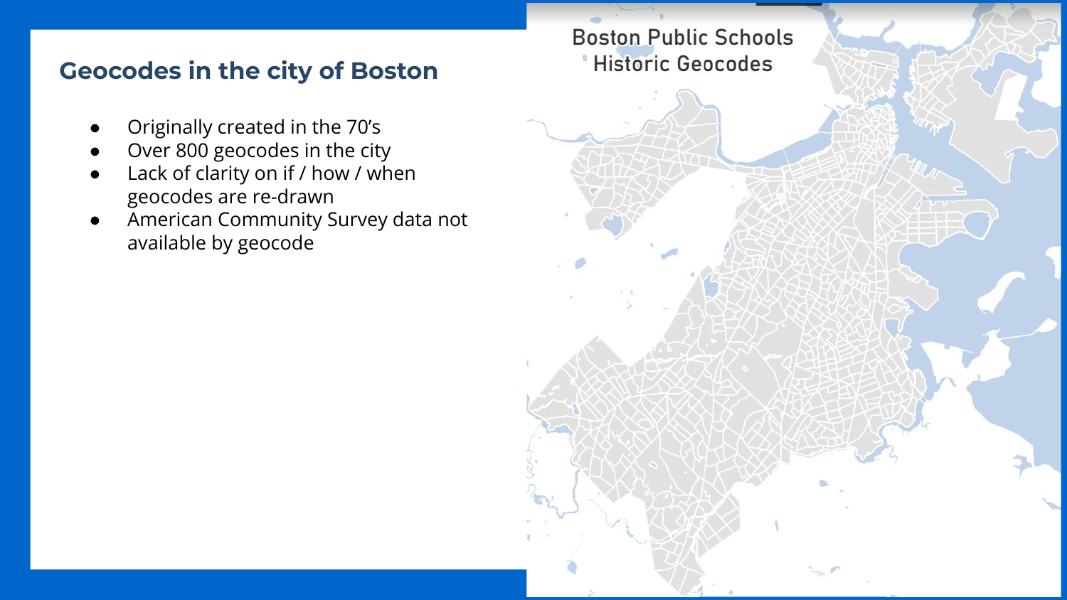## Geocodes in the city of Boston

- Originally created in the 70's
- Over 800 geocodes in the city
- Lack of clarity on if / how / when geocodes are re-drawn
- American Community Survey data not available by geocode

Boston Public Schools
Historic Geocodes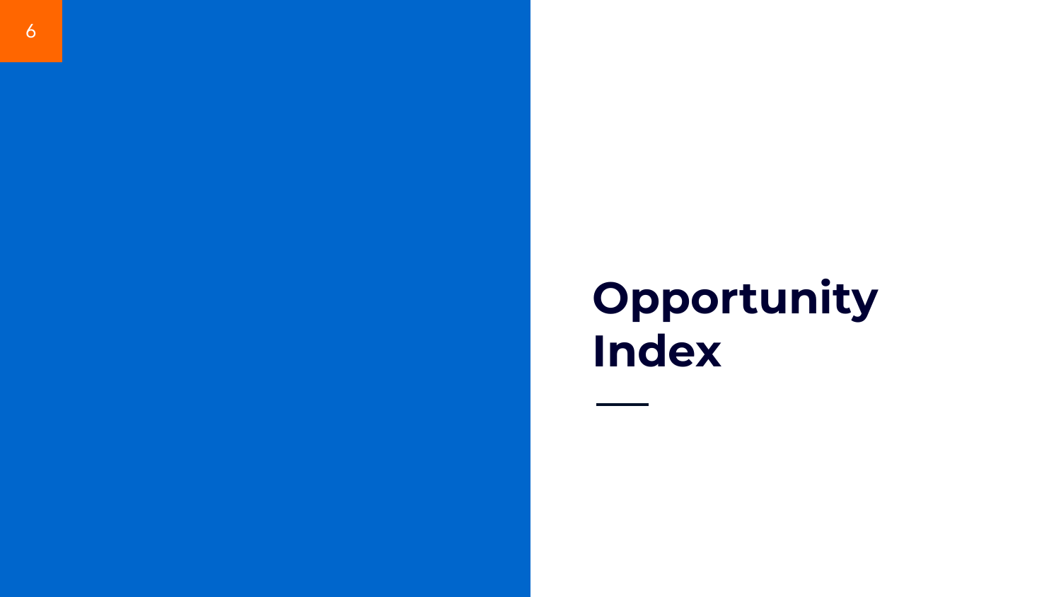# Opportunity Index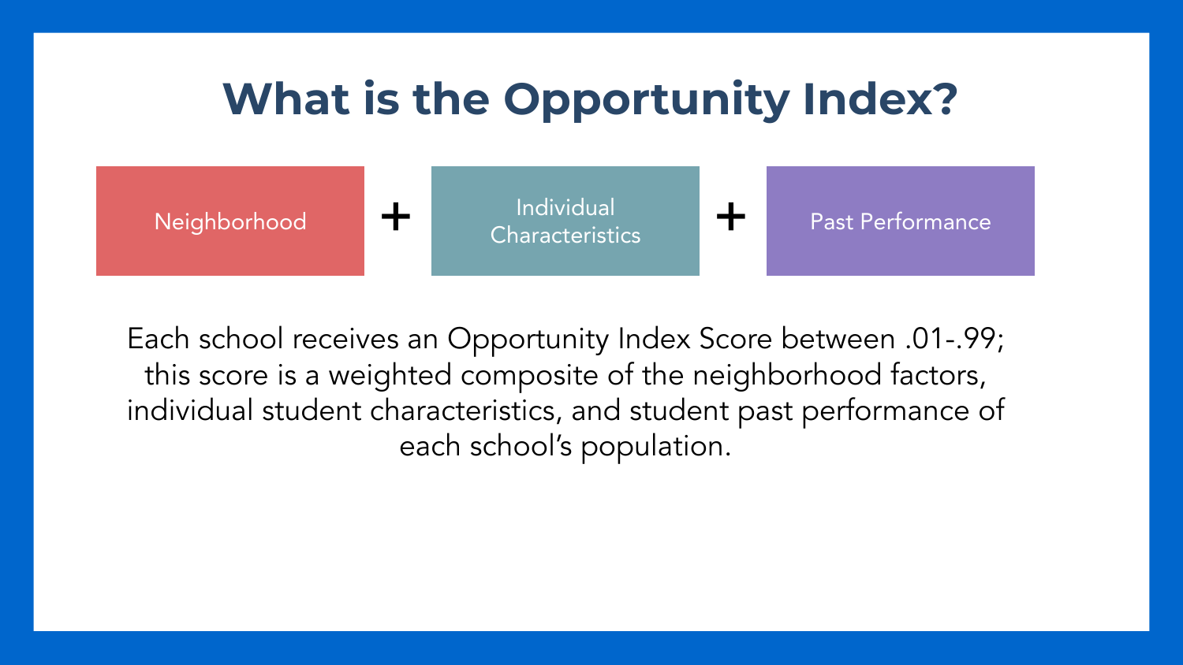# What is the Opportunity Index?

Neighborhood + Individual Characteristics + Past Performance

Each school receives an Opportunity Index Score between .01-.99; this score is a weighted composite of the neighborhood factors, individual student characteristics, and student past performance of each school's population.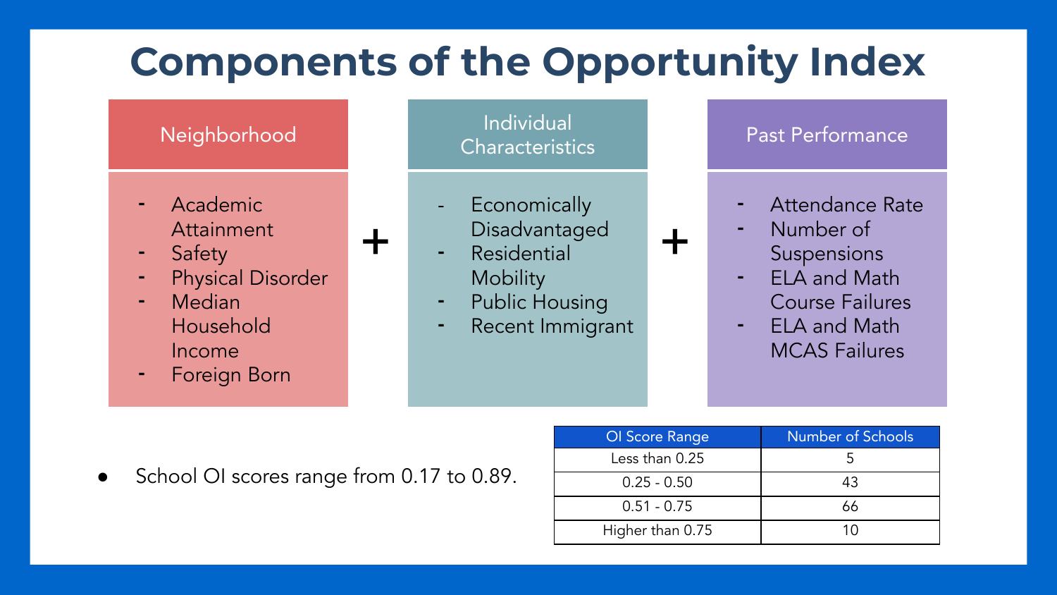# Components of the Opportunity Index

## Neighborhood

- Academic Attainment
- Safety
- Physical Disorder
- Median Household Income
- Foreign Born

+

## Individual Characteristics

- Economically Disadvantaged
- Residential Mobility
- Public Housing
- Recent Immigrant

+

## Past Performance

- Attendance Rate
- Number of Suspensions
- ELA and Math Course Failures
- ELA and Math MCAS Failures

---

- School OI scores range from 0.17 to 0.89.

| OI Score Range | Number of Schools |
| --- | --- |
| Less than 0.25 | 5 |
| 0.25 - 0.50 | 43 |
| 0.51 - 0.75 | 66 |
| Higher than 0.75 | 10 |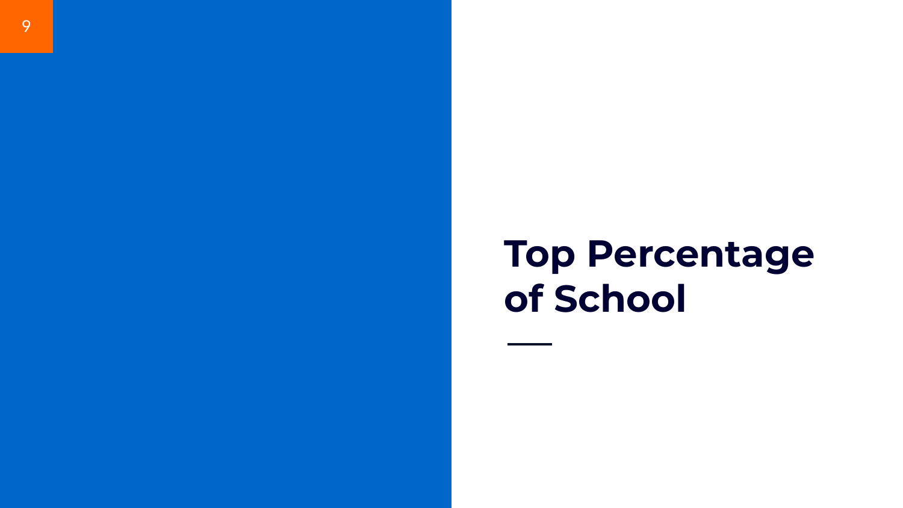# Top Percentage of School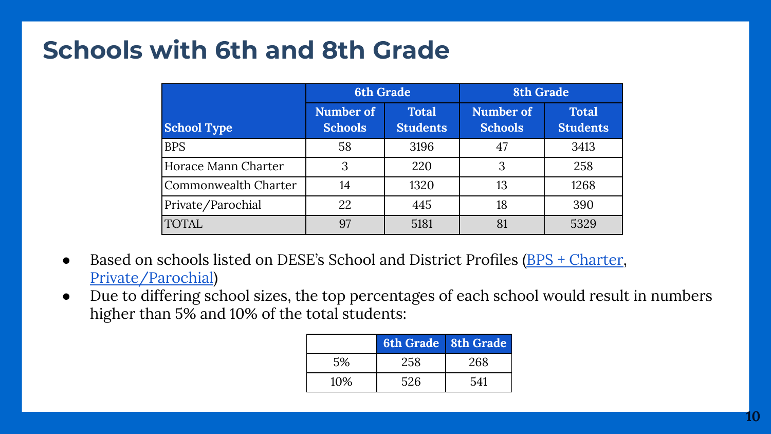# Schools with 6th and 8th Grade

| School Type | 6th Grade | | 8th Grade | |
|---|---|---|---|---|
| | Number of Schools | Total Students | Number of Schools | Total Students |
| BPS | 58 | 3196 | 47 | 3413 |
| Horace Mann Charter | 3 | 220 | 3 | 258 |
| Commonwealth Charter | 14 | 1320 | 13 | 1268 |
| Private/Parochial | 22 | 445 | 18 | 390 |
| TOTAL | 97 | 5181 | 81 | 5329 |

- Based on schools listed on DESE's School and District Profiles (BPS + Charter, Private/Parochial)
- Due to differing school sizes, the top percentages of each school would result in numbers higher than 5% and 10% of the total students:

| | 6th Grade | 8th Grade |
|---|---|---|
| 5% | 258 | 268 |
| 10% | 526 | 541 |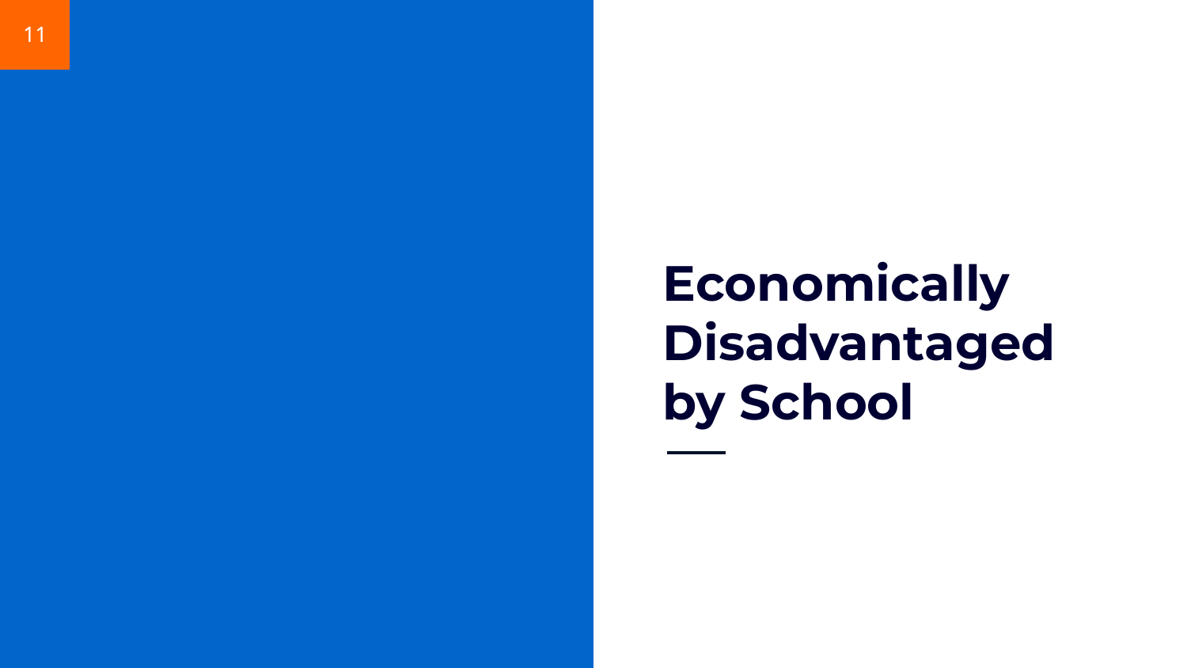# Economically Disadvantaged by School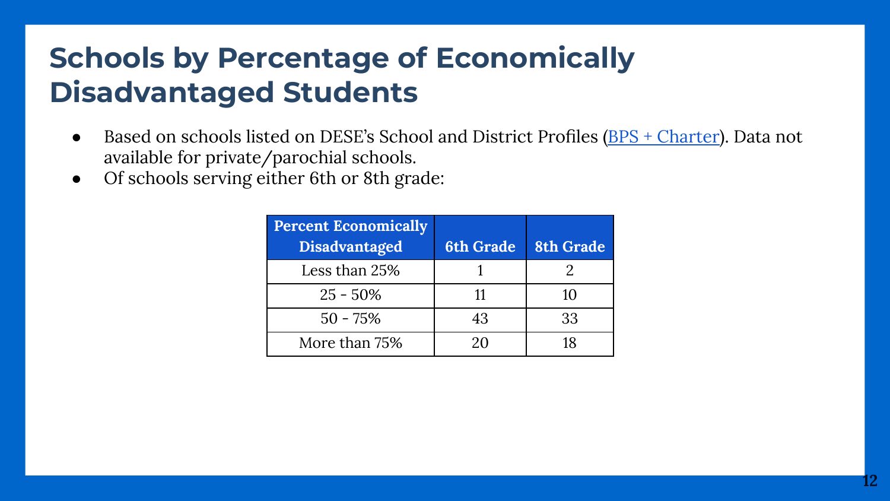# Schools by Percentage of Economically Disadvantaged Students

- Based on schools listed on DESE's School and District Profiles (BPS + Charter). Data not available for private/parochial schools.
- Of schools serving either 6th or 8th grade:

| Percent Economically Disadvantaged | 6th Grade | 8th Grade |
|---|---|---|
| Less than 25% | 1 | 2 |
| 25 - 50% | 11 | 10 |
| 50 - 75% | 43 | 33 |
| More than 75% | 20 | 18 |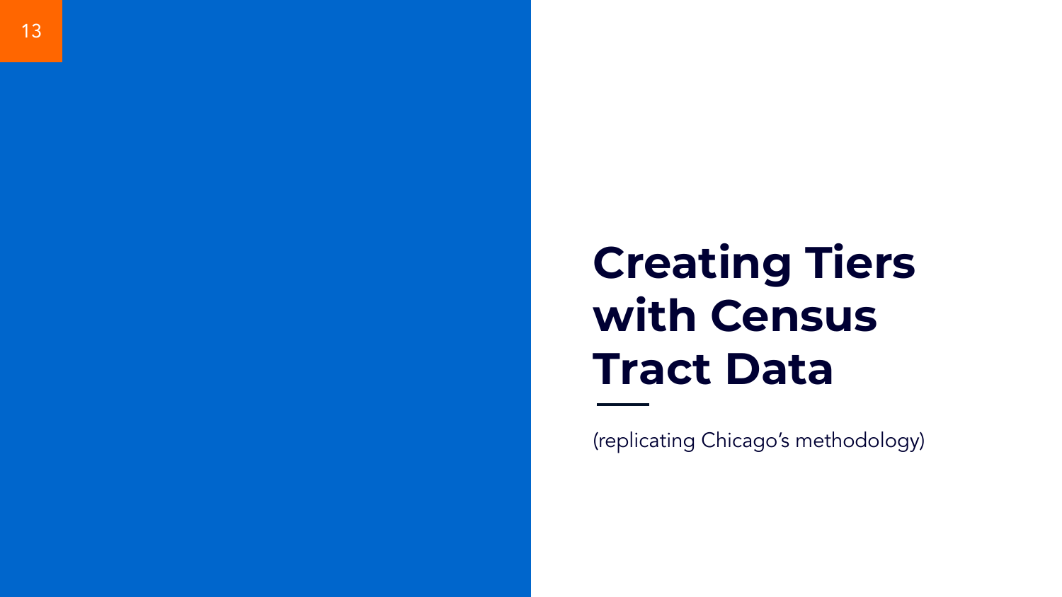# Creating Tiers with Census Tract Data

(replicating Chicago's methodology)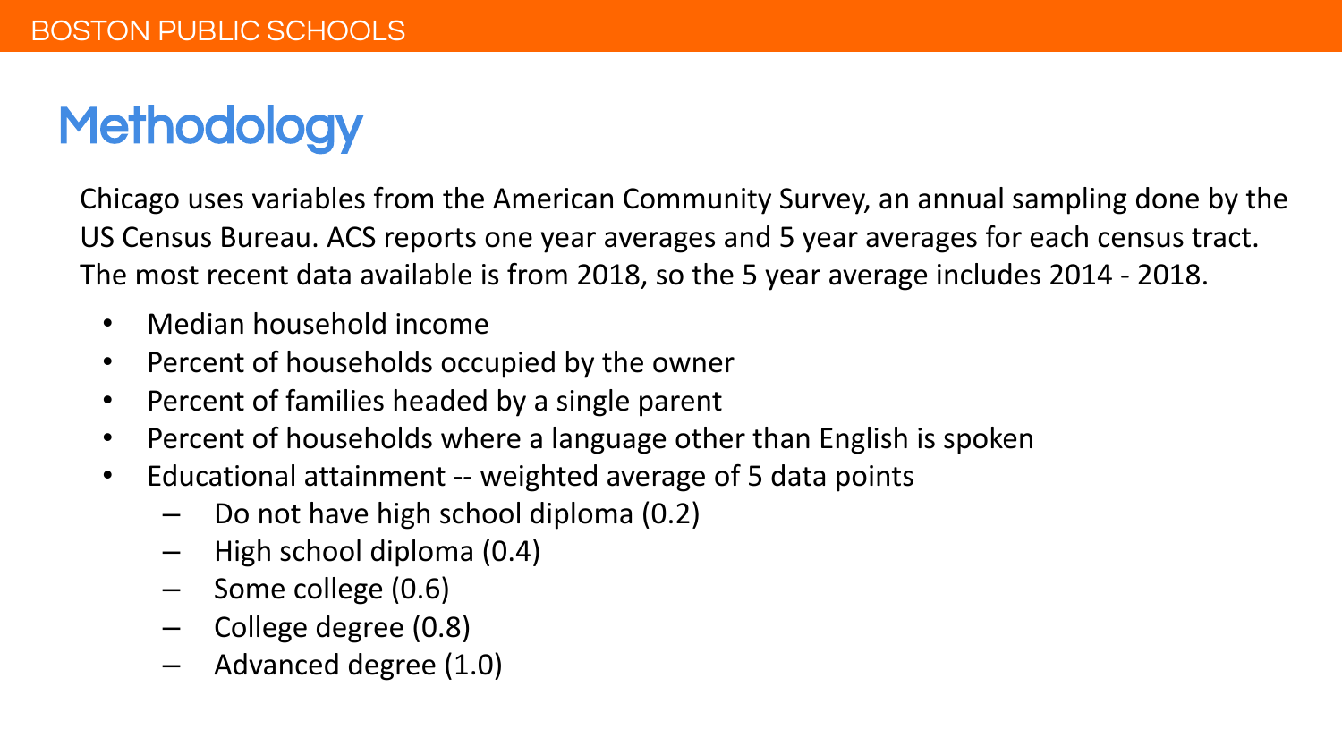# Methodology

Chicago uses variables from the American Community Survey, an annual sampling done by the US Census Bureau. ACS reports one year averages and 5 year averages for each census tract. The most recent data available is from 2018, so the 5 year average includes 2014 - 2018.

- Median household income
- Percent of households occupied by the owner
- Percent of families headed by a single parent
- Percent of households where a language other than English is spoken
- Educational attainment -- weighted average of 5 data points
  - Do not have high school diploma (0.2)
  - High school diploma (0.4)
  - Some college (0.6)
  - College degree (0.8)
  - Advanced degree (1.0)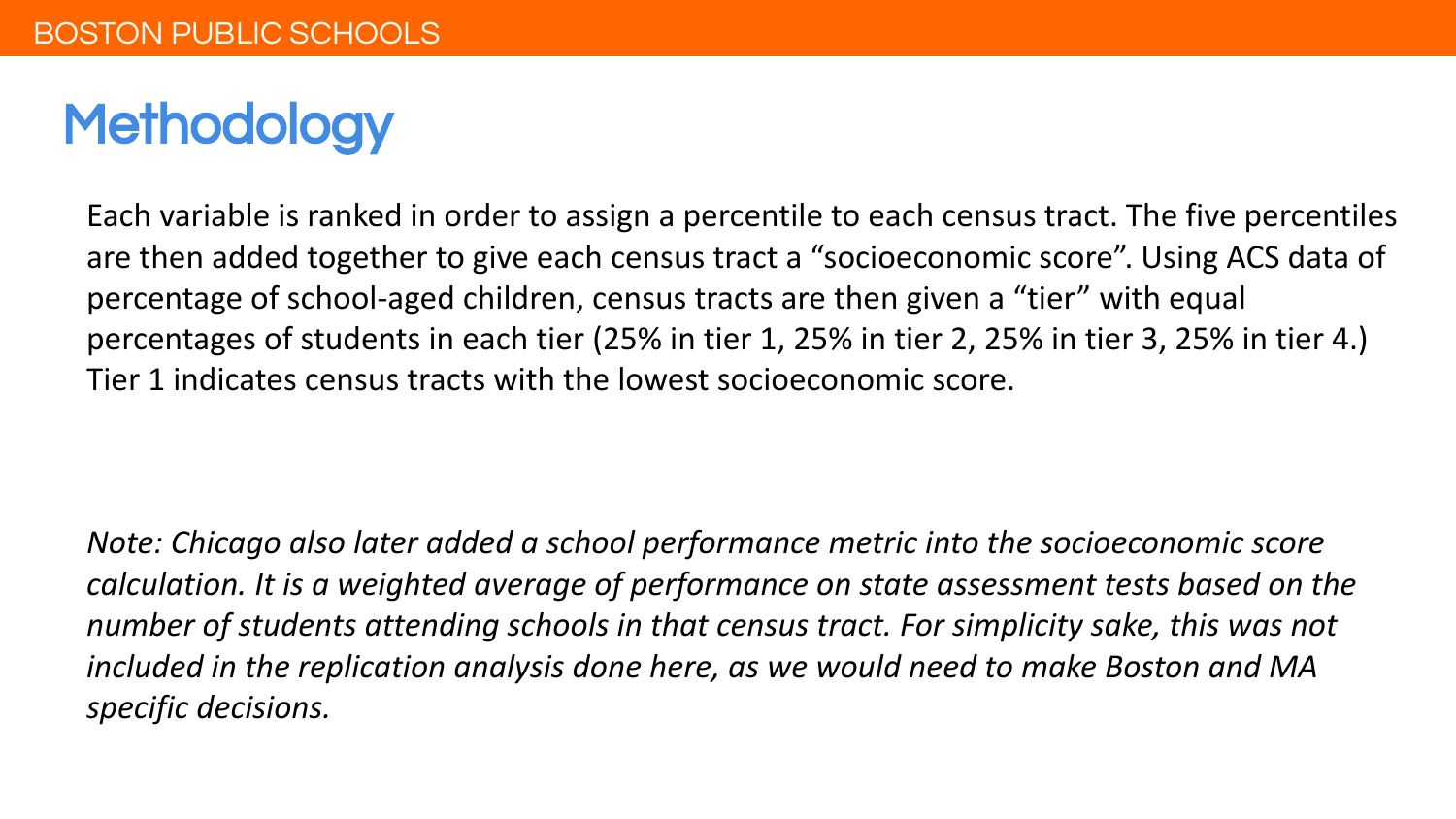# Methodology

Each variable is ranked in order to assign a percentile to each census tract. The five percentiles are then added together to give each census tract a “socioeconomic score”. Using ACS data of percentage of school-aged children, census tracts are then given a “tier” with equal percentages of students in each tier (25% in tier 1, 25% in tier 2, 25% in tier 3, 25% in tier 4.) Tier 1 indicates census tracts with the lowest socioeconomic score.

*Note: Chicago also later added a school performance metric into the socioeconomic score calculation. It is a weighted average of performance on state assessment tests based on the number of students attending schools in that census tract. For simplicity sake, this was not included in the replication analysis done here, as we would need to make Boston and MA specific decisions.*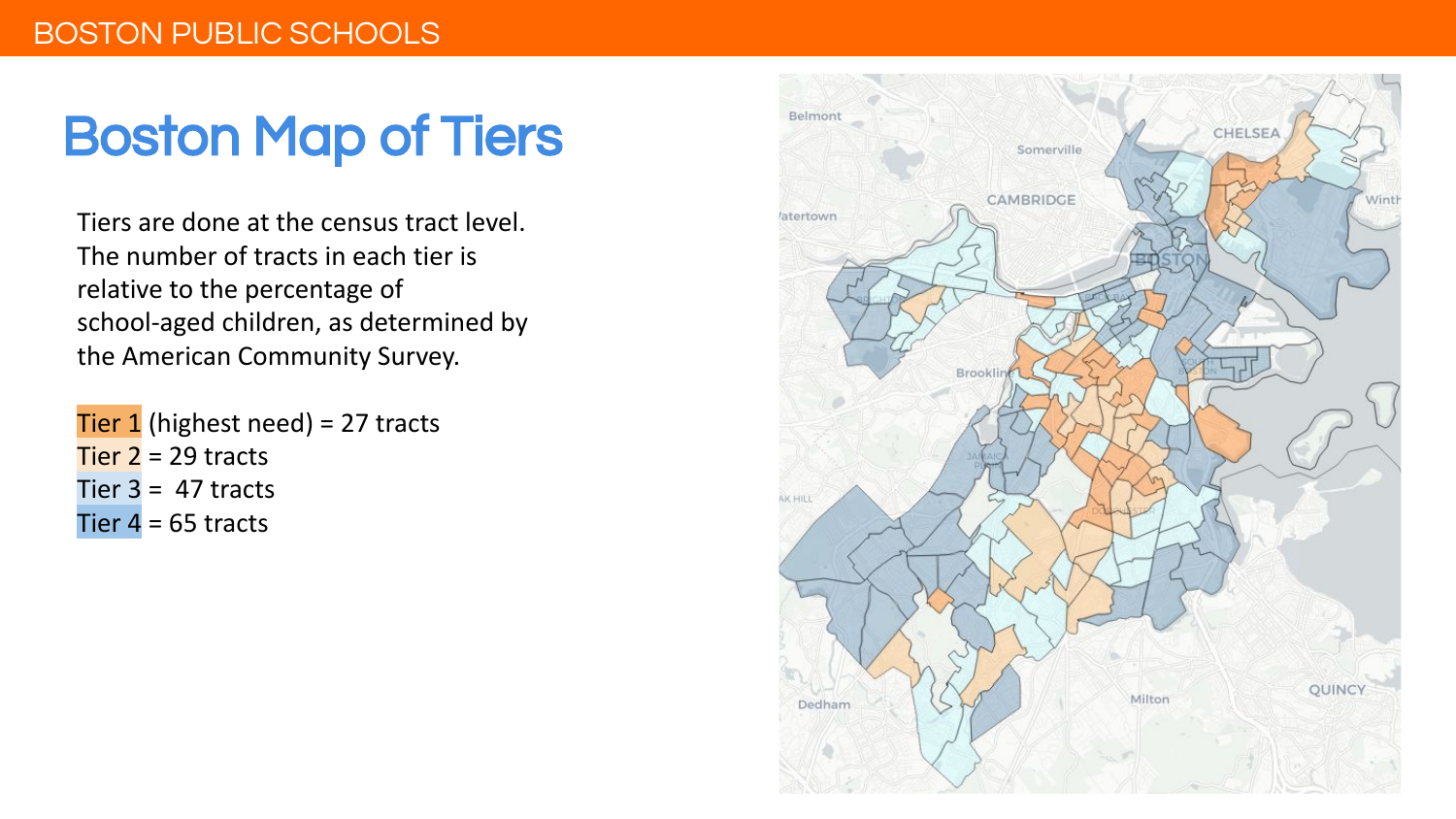# Boston Map of Tiers

Tiers are done at the census tract level. The number of tracts in each tier is relative to the percentage of school-aged children, as determined by the American Community Survey.

Tier 1 (highest need) = 27 tracts
Tier 2 = 29 tracts
Tier 3 = 47 tracts
Tier 4 = 65 tracts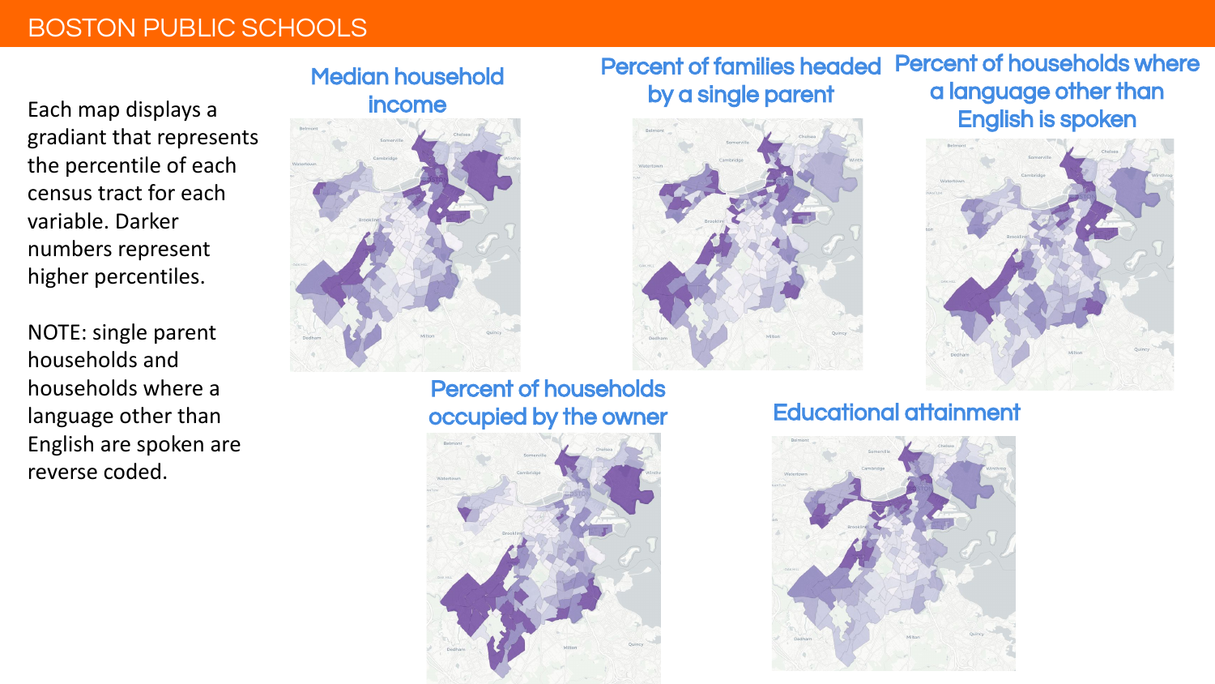BOSTON PUBLIC SCHOOLS

Each map displays a gradiant that represents the percentile of each census tract for each variable. Darker numbers represent higher percentiles.

NOTE: single parent households and households where a language other than English are spoken are reverse coded.

### Median household income

### Percent of families headed by a single parent

### Percent of households where a language other than English is spoken

### Percent of households occupied by the owner

### Educational attainment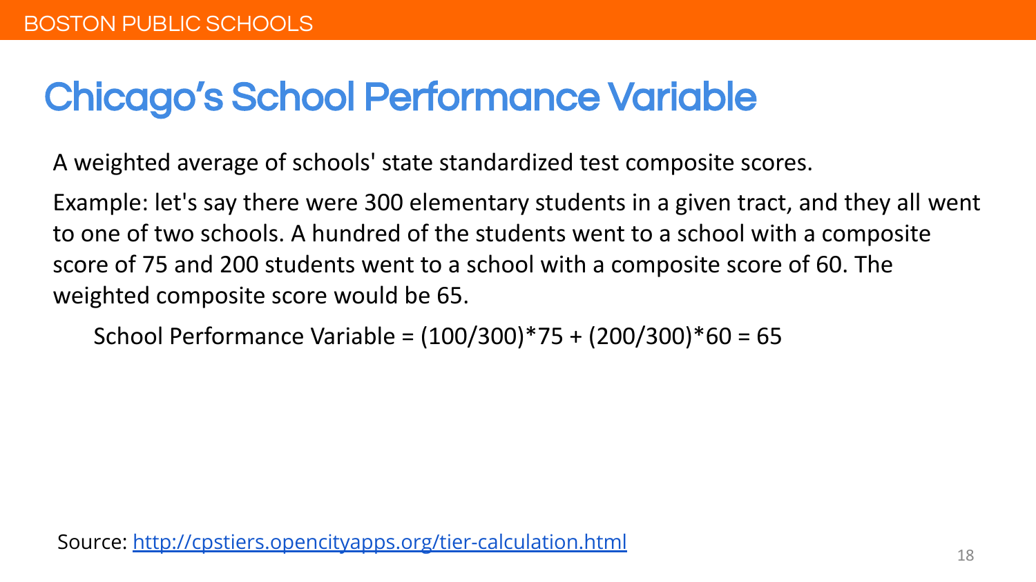# Chicago's School Performance Variable

A weighted average of schools' state standardized test composite scores.

Example: let's say there were 300 elementary students in a given tract, and they all went to one of two schools. A hundred of the students went to a school with a composite score of 75 and 200 students went to a school with a composite score of 60. The weighted composite score would be 65.

School Performance Variable = (100/300)*75 + (200/300)*60 = 65

Source: [http://cpstiers.opencityapps.org/tier-calculation.html](http://cpstiers.opencityapps.org/tier-calculation.html)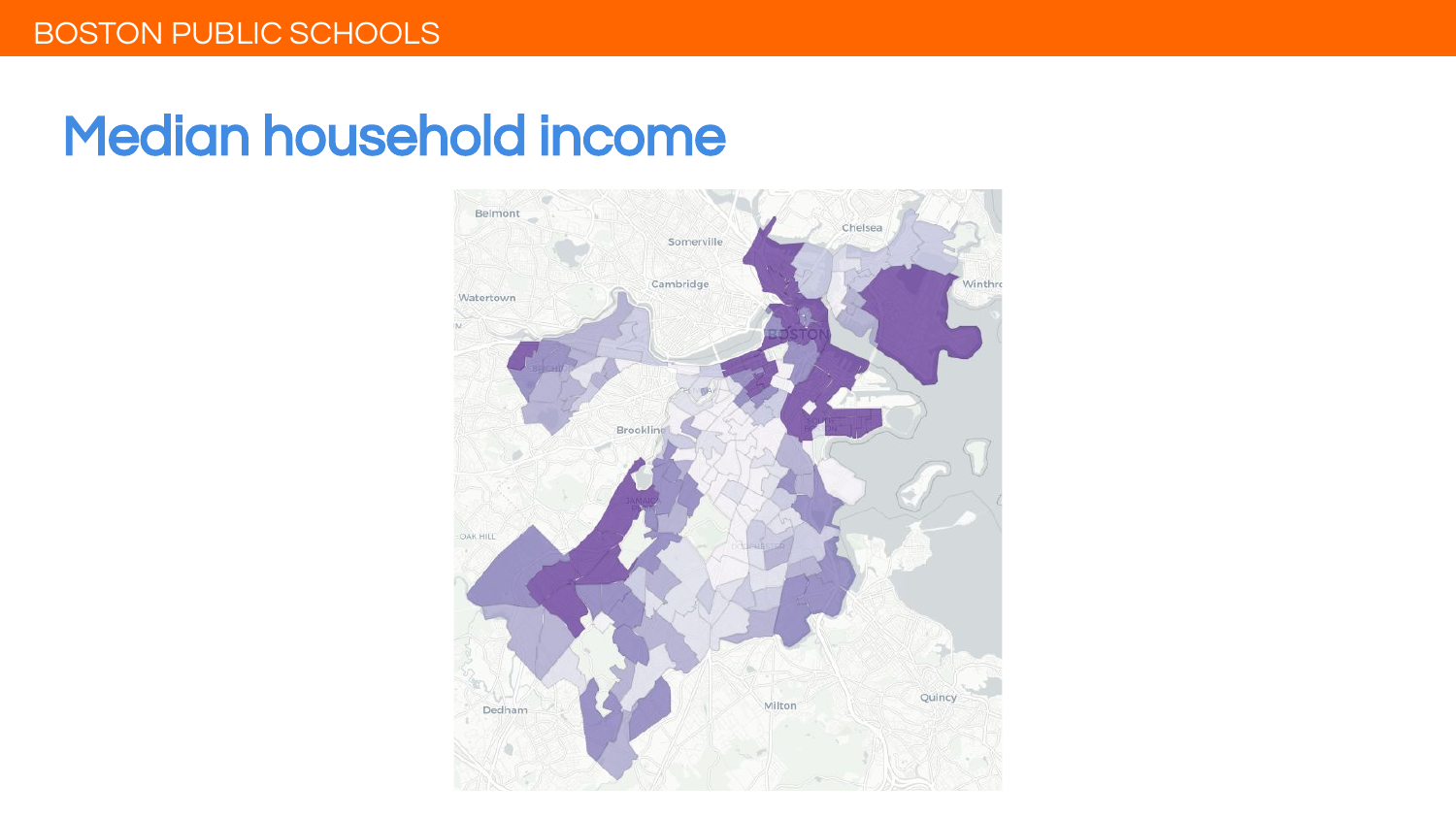# Median household income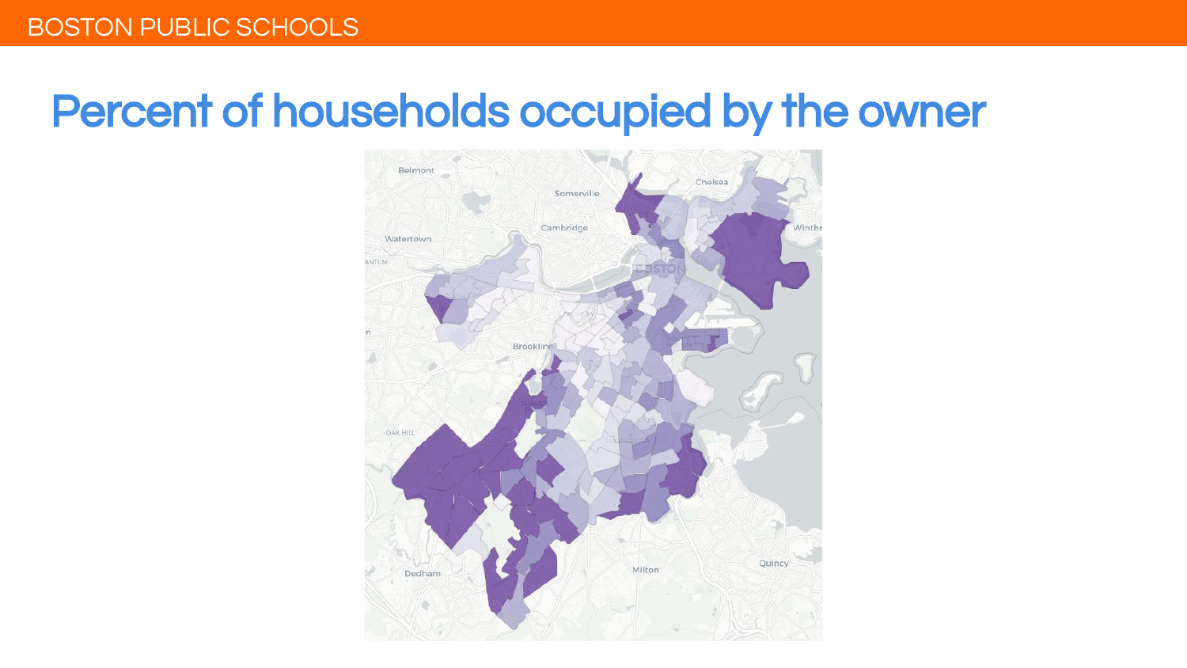# Percent of households occupied by the owner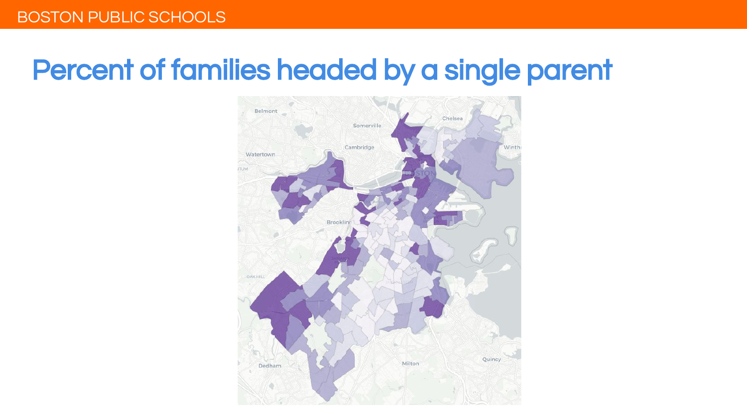# Percent of families headed by a single parent

Belmont
Somerville
Chelsea
Cambridge
Watertown
Winthr
BOSTON
Brookline
OAK HILL
Dedham
Milton
Quincy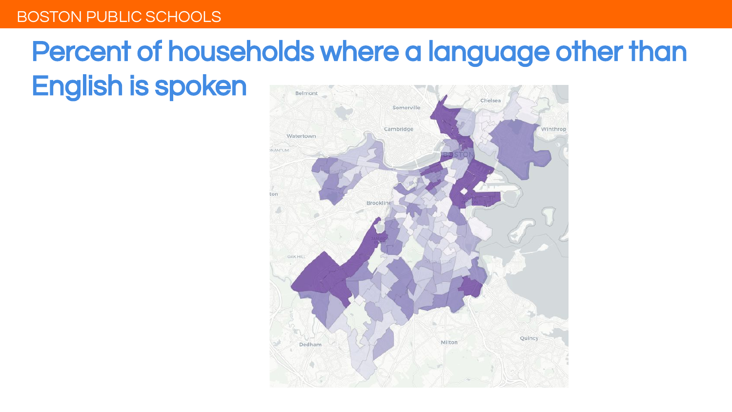# Percent of households where a language other than English is spoken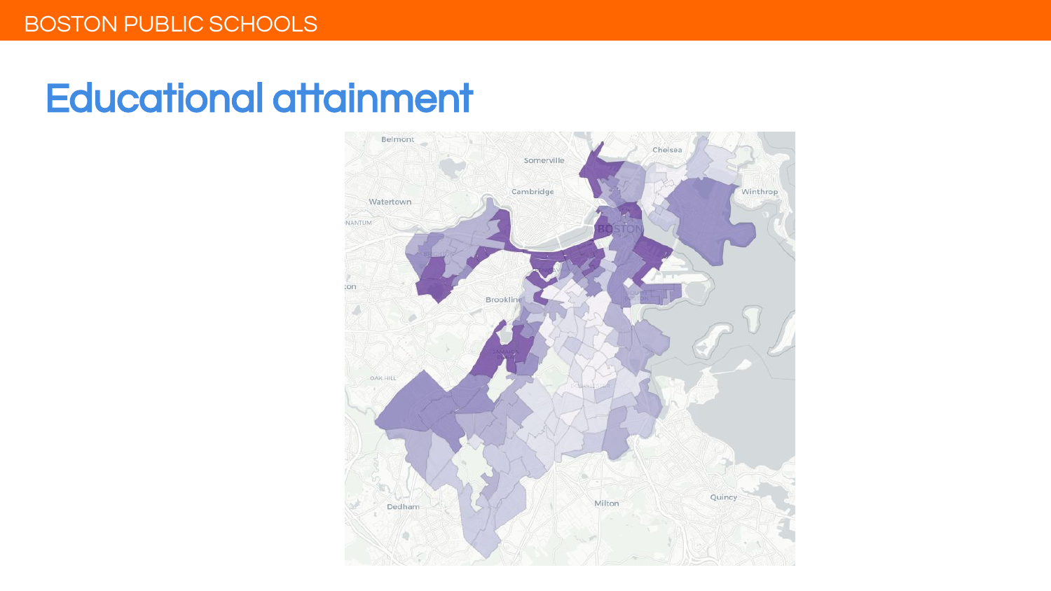# Educational attainment